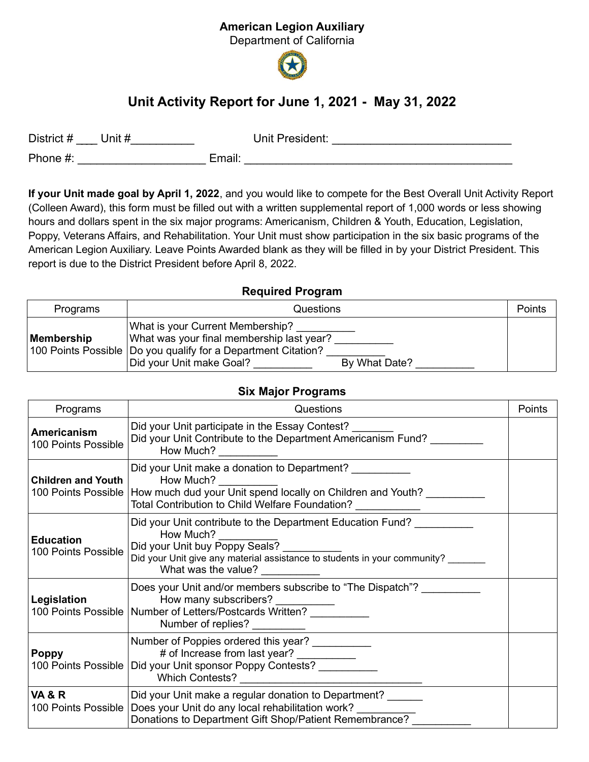**American Legion Auxiliary**
Department of California

# Unit Activity Report for June 1, 2021 - May 31, 2022

District # ___ Unit #__________ Unit President: ____________________________

Phone #: ____________________ Email: ____________________________________________

**If your Unit made goal by April 1, 2022**, and you would like to compete for the Best Overall Unit Activity Report (Colleen Award), this form must be filled out with a written supplemental report of 1,000 words or less showing hours and dollars spent in the six major programs: Americanism, Children & Youth, Education, Legislation, Poppy, Veterans Affairs, and Rehabilitation. Your Unit must show participation in the six basic programs of the American Legion Auxiliary. Leave Points Awarded blank as they will be filled in by your District President. This report is due to the District President before April 8, 2022.

### Required Program

| Programs | Questions | Points |
|---|---|---|
| **Membership**<br>100 Points Possible | What is your Current Membership? __________<br>What was your final membership last year? __________<br>Do you qualify for a Department Citation? __________<br>Did your Unit make Goal? __________ By What Date? __________ | |

### Six Major Programs

| Programs | Questions | Points |
|---|---|---|
| **Americanism**<br>100 Points Possible | Did your Unit participate in the Essay Contest? _______<br>Did your Unit Contribute to the Department Americanism Fund? _________<br>How Much? __________ | |
| **Children and Youth**<br>100 Points Possible | Did your Unit make a donation to Department? __________<br>How Much? __________<br>How much dud your Unit spend locally on Children and Youth? __________<br>Total Contribution to Child Welfare Foundation? ___________ | |
| **Education**<br>100 Points Possible | Did your Unit contribute to the Department Education Fund? __________<br>How Much? __________<br>Did your Unit buy Poppy Seals? __________<br>Did your Unit give any material assistance to students in your community? _______<br>What was the value? __________ | |
| **Legislation**<br>100 Points Possible | Does your Unit and/or members subscribe to "The Dispatch"? __________<br>How many subscribers? __________<br>Number of Letters/Postcards Written? __________<br>Number of replies? _________ | |
| **Poppy**<br>100 Points Possible | Number of Poppies ordered this year? __________<br># of Increase from last year? __________<br>Did your Unit sponsor Poppy Contests? __________<br>Which Contests? ________________________________ | |
| **VA & R**<br>100 Points Possible | Did your Unit make a regular donation to Department? ______<br>Does your Unit do any local rehabilitation work? __________<br>Donations to Department Gift Shop/Patient Remembrance? __________ | |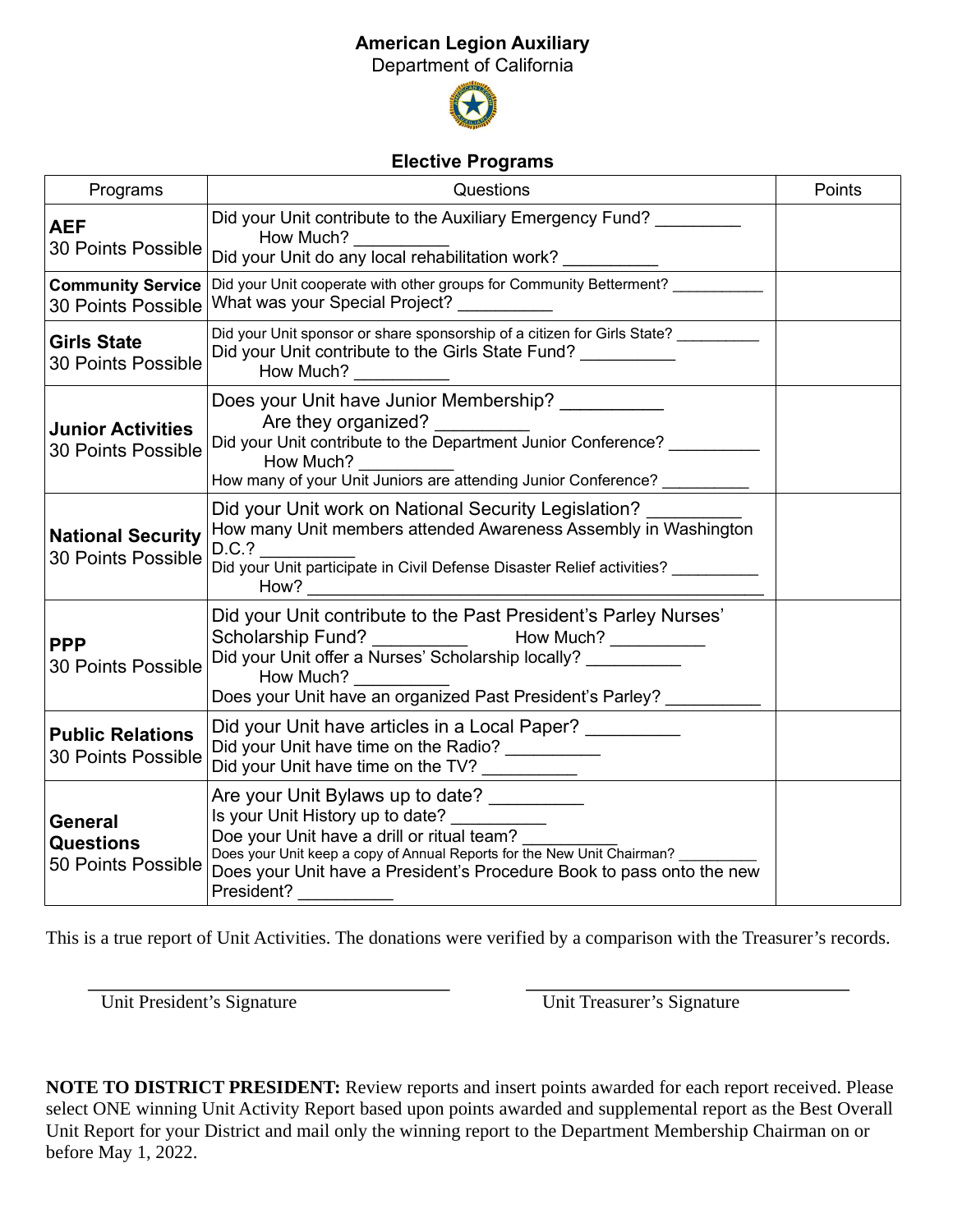**American Legion Auxiliary**
Department of California

### Elective Programs

| Programs | Questions | Points |
|---|---|---|
| **AEF**<br>30 Points Possible | Did your Unit contribute to the Auxiliary Emergency Fund? _________<br>How Much? __________<br>Did your Unit do any local rehabilitation work? __________ | |
| **Community Service**<br>30 Points Possible | Did your Unit cooperate with other groups for Community Betterment? ___________<br>What was your Special Project? __________ | |
| **Girls State**<br>30 Points Possible | Did your Unit sponsor or share sponsorship of a citizen for Girls State? __________<br>Did your Unit contribute to the Girls State Fund? __________<br>How Much? __________ | |
| **Junior Activities**<br>30 Points Possible | Does your Unit have Junior Membership? __________<br>Are they organized? _________<br>Did your Unit contribute to the Department Junior Conference? __________<br>How Much? __________<br>How many of your Unit Juniors are attending Junior Conference? __________ | |
| **National Security**<br>30 Points Possible | Did your Unit work on National Security Legislation? _________<br>How many Unit members attended Awareness Assembly in Washington D.C.? _________<br>Did your Unit participate in Civil Defense Disaster Relief activities? __________<br>How? ________________________________________________ | |
| **PPP**<br>30 Points Possible | Did your Unit contribute to the Past President's Parley Nurses' Scholarship Fund? __________ How Much? __________<br>Did your Unit offer a Nurses' Scholarship locally? __________<br>How Much? __________<br>Does your Unit have an organized Past President's Parley? __________ | |
| **Public Relations**<br>30 Points Possible | Did your Unit have articles in a Local Paper? __________<br>Did your Unit have time on the Radio? __________<br>Did your Unit have time on the TV? __________ | |
| **General Questions**<br>50 Points Possible | Are your Unit Bylaws up to date? __________<br>Is your Unit History up to date? __________<br>Doe your Unit have a drill or ritual team? __________<br>Does your Unit keep a copy of Annual Reports for the New Unit Chairman? __________<br>Does your Unit have a President's Procedure Book to pass onto the new President? __________ | |

This is a true report of Unit Activities. The donations were verified by a comparison with the Treasurer's records.

_____________________________________ Unit President's Signature

_____________________________________ Unit Treasurer's Signature

**NOTE TO DISTRICT PRESIDENT:** Review reports and insert points awarded for each report received. Please select ONE winning Unit Activity Report based upon points awarded and supplemental report as the Best Overall Unit Report for your District and mail only the winning report to the Department Membership Chairman on or before May 1, 2022.